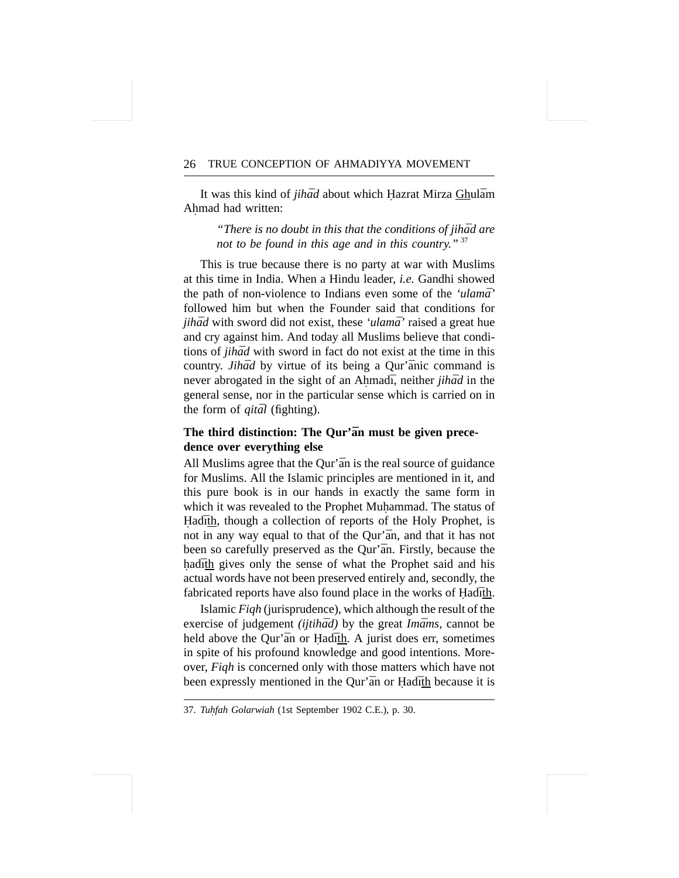It was this kind of *jihād* about which Ḥazrat Mirza Ghulām Aḥmad had written:

> *"There is no doubt in this that the conditions of jihād are not to be found in this age and in this country."* [37]

This is true because there is no party at war with Muslims at this time in India. When a Hindu leader, *i.e.* Gandhi showed the path of non-violence to Indians even some of the *'ulamā'* followed him but when the Founder said that conditions for *jihād* with sword did not exist, these *'ulamā'* raised a great hue and cry against him. And today all Muslims believe that conditions of *jihād* with sword in fact do not exist at the time in this country. *Jihād* by virtue of its being a Qur'ānic command is never abrogated in the sight of an Aḥmadī, neither *jihād* in the general sense, nor in the particular sense which is carried on in the form of *qitāl* (fighting).

### The third distinction: The Qur'ān must be given precedence over everything else

All Muslims agree that the Qur'ān is the real source of guidance for Muslims. All the Islamic principles are mentioned in it, and this pure book is in our hands in exactly the same form in which it was revealed to the Prophet Muḥammad. The status of Ḥadīth, though a collection of reports of the Holy Prophet, is not in any way equal to that of the Qur'ān, and that it has not been so carefully preserved as the Qur'ān. Firstly, because the ḥadīth gives only the sense of what the Prophet said and his actual words have not been preserved entirely and, secondly, the fabricated reports have also found place in the works of Ḥadīth.

Islamic *Fiqh* (jurisprudence), which although the result of the exercise of judgement *(ijtihād)* by the great *Imāms*, cannot be held above the Qur'ān or Ḥadīth. A jurist does err, sometimes in spite of his profound knowledge and good intentions. Moreover, *Fiqh* is concerned only with those matters which have not been expressly mentioned in the Qur'ān or Ḥadīth because it is

---

37. *Tuḥfah Golarwiah* (1st September 1902 C.E.), p. 30.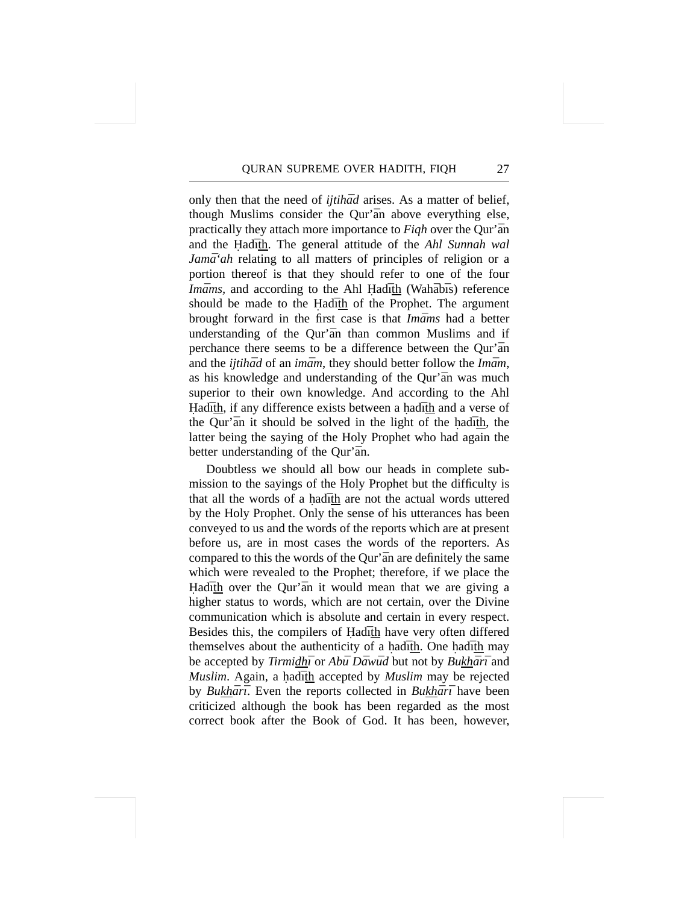only then that the need of *ijtihād* arises. As a matter of belief, though Muslims consider the Qur'ān above everything else, practically they attach more importance to *Fiqh* over the Qur'ān and the Ḥadīth. The general attitude of the *Ahl Sunnah wal Jamā'ah* relating to all matters of principles of religion or a portion thereof is that they should refer to one of the four *Imāms*, and according to the Ahl Ḥadīth (Wahābīs) reference should be made to the Ḥadīth of the Prophet. The argument brought forward in the first case is that *Imāms* had a better understanding of the Qur'ān than common Muslims and if perchance there seems to be a difference between the Qur'ān and the *ijtihād* of an *imām*, they should better follow the *Imām*, as his knowledge and understanding of the Qur'ān was much superior to their own knowledge. And according to the Ahl Ḥadīth, if any difference exists between a ḥadīth and a verse of the Qur'ān it should be solved in the light of the ḥadīth, the latter being the saying of the Holy Prophet who had again the better understanding of the Qur'ān.

Doubtless we should all bow our heads in complete submission to the sayings of the Holy Prophet but the difficulty is that all the words of a ḥadīth are not the actual words uttered by the Holy Prophet. Only the sense of his utterances has been conveyed to us and the words of the reports which are at present before us, are in most cases the words of the reporters. As compared to this the words of the Qur'ān are definitely the same which were revealed to the Prophet; therefore, if we place the Ḥadīth over the Qur'ān it would mean that we are giving a higher status to words, which are not certain, over the Divine communication which is absolute and certain in every respect. Besides this, the compilers of Ḥadīth have very often differed themselves about the authenticity of a ḥadīth. One ḥadīth may be accepted by *Tirmidhī* or *Abū Dāwūd* but not by *Bukhārī* and *Muslim*. Again, a ḥadīth accepted by *Muslim* may be rejected by *Bukhārī*. Even the reports collected in *Bukhārī* have been criticized although the book has been regarded as the most correct book after the Book of God. It has been, however,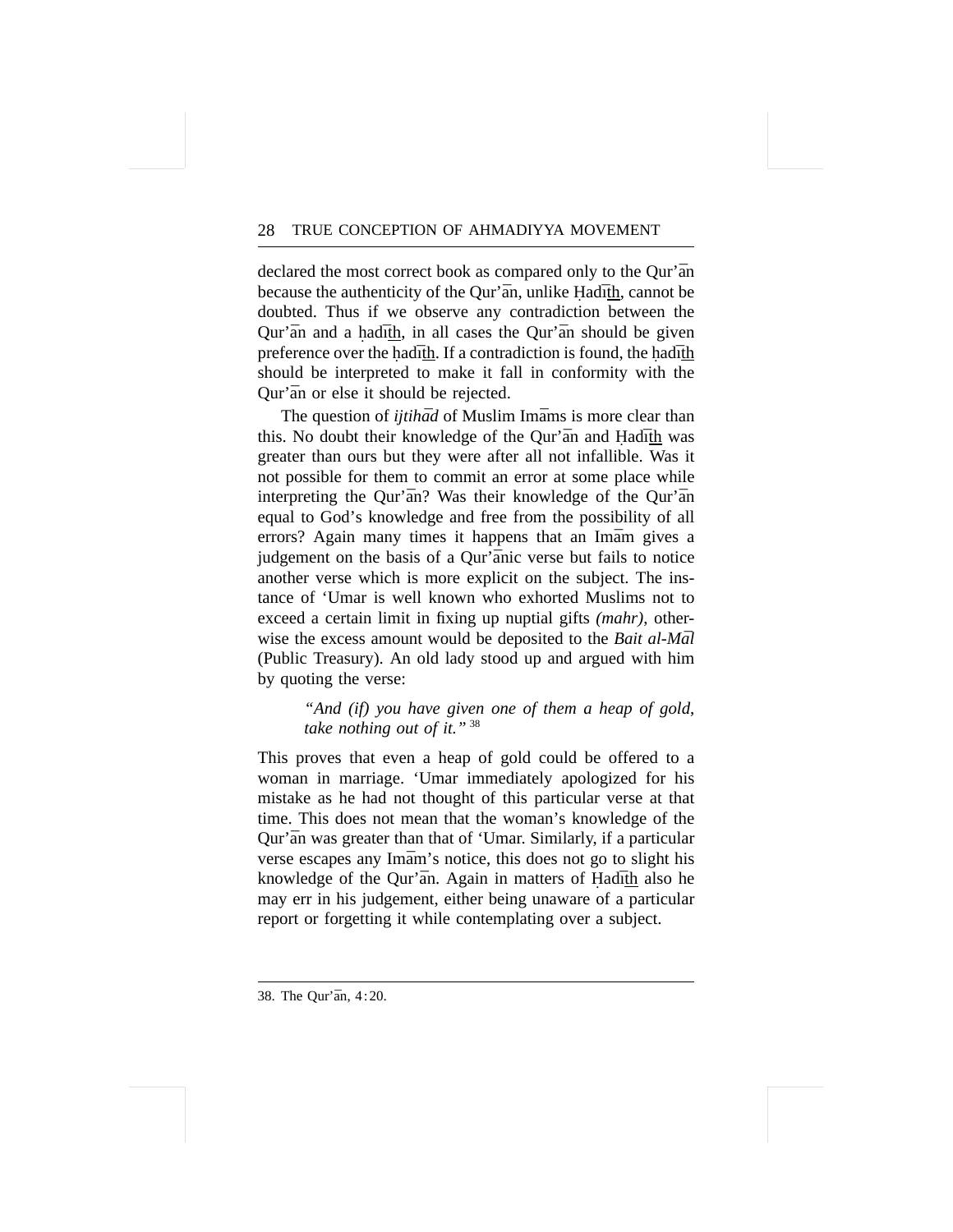declared the most correct book as compared only to the Qur’ān because the authenticity of the Qur’ān, unlike Ḥadīth, cannot be doubted. Thus if we observe any contradiction between the Qur’ān and a ḥadīth, in all cases the Qur’ān should be given preference over the ḥadīth. If a contradiction is found, the ḥadīth should be interpreted to make it fall in conformity with the Qur’ān or else it should be rejected.

The question of *ijtihād* of Muslim Imāms is more clear than this. No doubt their knowledge of the Qur’ān and Ḥadīth was greater than ours but they were after all not infallible. Was it not possible for them to commit an error at some place while interpreting the Qur’ān? Was their knowledge of the Qur’ān equal to God’s knowledge and free from the possibility of all errors? Again many times it happens that an Imām gives a judgement on the basis of a Qur’ānic verse but fails to notice another verse which is more explicit on the subject. The instance of ‘Umar is well known who exhorted Muslims not to exceed a certain limit in fixing up nuptial gifts *(mahr)*, otherwise the excess amount would be deposited to the *Bait al-Māl* (Public Treasury). An old lady stood up and argued with him by quoting the verse:

> *“And (if) you have given one of them a heap of gold, take nothing out of it.”* [38]

This proves that even a heap of gold could be offered to a woman in marriage. ‘Umar immediately apologized for his mistake as he had not thought of this particular verse at that time. This does not mean that the woman’s knowledge of the Qur’ān was greater than that of ‘Umar. Similarly, if a particular verse escapes any Imām’s notice, this does not go to slight his knowledge of the Qur’ān. Again in matters of Ḥadīth also he may err in his judgement, either being unaware of a particular report or forgetting it while contemplating over a subject.

---

38. The Qur’ān, 4:20.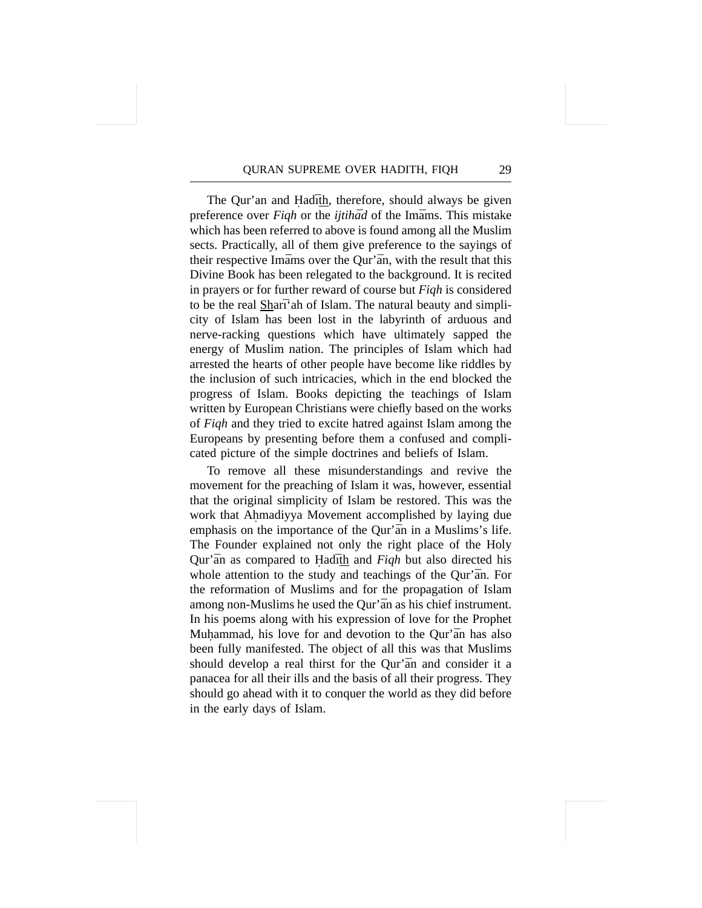The Qur'an and Ḥadīth, therefore, should always be given preference over *Fiqh* or the *ijtihād* of the Imāms. This mistake which has been referred to above is found among all the Muslim sects. Practically, all of them give preference to the sayings of their respective Imāms over the Qur'ān, with the result that this Divine Book has been relegated to the background. It is recited in prayers or for further reward of course but *Fiqh* is considered to be the real Sharīʻah of Islam. The natural beauty and simplicity of Islam has been lost in the labyrinth of arduous and nerve-racking questions which have ultimately sapped the energy of Muslim nation. The principles of Islam which had arrested the hearts of other people have become like riddles by the inclusion of such intricacies, which in the end blocked the progress of Islam. Books depicting the teachings of Islam written by European Christians were chiefly based on the works of *Fiqh* and they tried to excite hatred against Islam among the Europeans by presenting before them a confused and complicated picture of the simple doctrines and beliefs of Islam.

To remove all these misunderstandings and revive the movement for the preaching of Islam it was, however, essential that the original simplicity of Islam be restored. This was the work that Aḥmadiyya Movement accomplished by laying due emphasis on the importance of the Qur'ān in a Muslims's life. The Founder explained not only the right place of the Holy Qur'ān as compared to Ḥadīth and *Fiqh* but also directed his whole attention to the study and teachings of the Qur'ān. For the reformation of Muslims and for the propagation of Islam among non-Muslims he used the Qur'ān as his chief instrument. In his poems along with his expression of love for the Prophet Muḥammad, his love for and devotion to the Qur'ān has also been fully manifested. The object of all this was that Muslims should develop a real thirst for the Qur'ān and consider it a panacea for all their ills and the basis of all their progress. They should go ahead with it to conquer the world as they did before in the early days of Islam.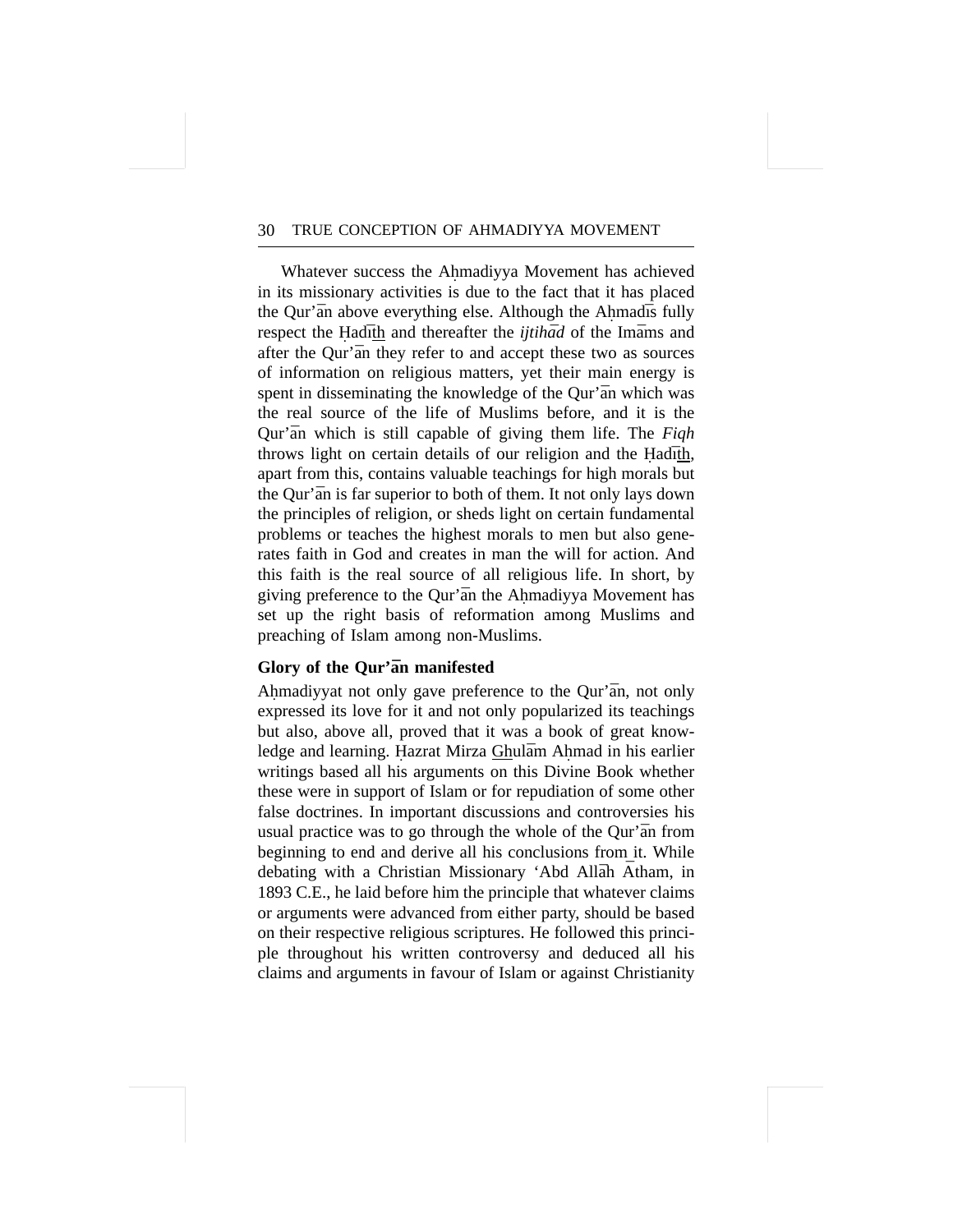Whatever success the Aḥmadiyya Movement has achieved in its missionary activities is due to the fact that it has placed the Qur’ān above everything else. Although the Aḥmadīs fully respect the Ḥadīth and thereafter the *ijtihād* of the Imāms and after the Qur’ān they refer to and accept these two as sources of information on religious matters, yet their main energy is spent in disseminating the knowledge of the Qur’ān which was the real source of the life of Muslims before, and it is the Qur’ān which is still capable of giving them life. The *Fiqh* throws light on certain details of our religion and the Ḥadīth, apart from this, contains valuable teachings for high morals but the Qur’ān is far superior to both of them. It not only lays down the principles of religion, or sheds light on certain fundamental problems or teaches the highest morals to men but also generates faith in God and creates in man the will for action. And this faith is the real source of all religious life. In short, by giving preference to the Qur’ān the Aḥmadiyya Movement has set up the right basis of reformation among Muslims and preaching of Islam among non-Muslims.

**Glory of the Qur’ān manifested**

Aḥmadiyyat not only gave preference to the Qur’ān, not only expressed its love for it and not only popularized its teachings but also, above all, proved that it was a book of great knowledge and learning. Ḥazrat Mirza Ghulām Aḥmad in his earlier writings based all his arguments on this Divine Book whether these were in support of Islam or for repudiation of some other false doctrines. In important discussions and controversies his usual practice was to go through the whole of the Qur’ān from beginning to end and derive all his conclusions from it. While debating with a Christian Missionary ‘Abd Allāh Ātham, in 1893 C.E., he laid before him the principle that whatever claims or arguments were advanced from either party, should be based on their respective religious scriptures. He followed this principle throughout his written controversy and deduced all his claims and arguments in favour of Islam or against Christianity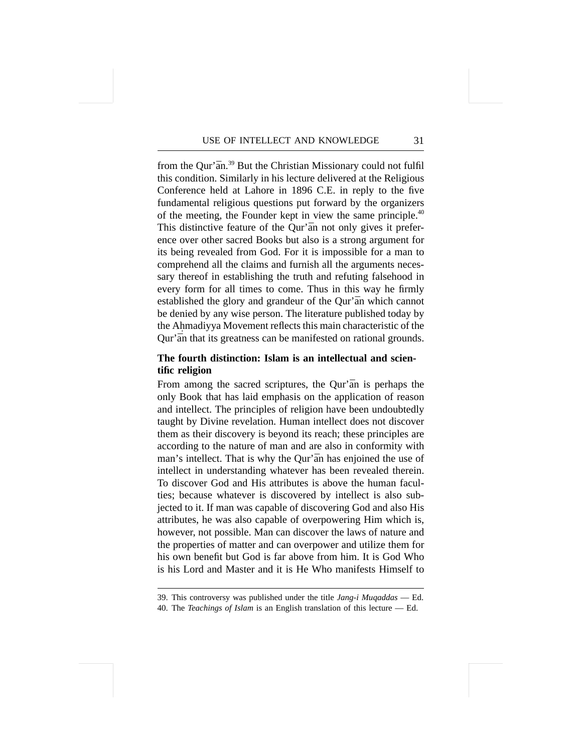from the Qur'ān.[39] But the Christian Missionary could not fulfil this condition. Similarly in his lecture delivered at the Religious Conference held at Lahore in 1896 C.E. in reply to the five fundamental religious questions put forward by the organizers of the meeting, the Founder kept in view the same principle.[40] This distinctive feature of the Qur'ān not only gives it preference over other sacred Books but also is a strong argument for its being revealed from God. For it is impossible for a man to comprehend all the claims and furnish all the arguments necessary thereof in establishing the truth and refuting falsehood in every form for all times to come. Thus in this way he firmly established the glory and grandeur of the Qur'ān which cannot be denied by any wise person. The literature published today by the Aḥmadiyya Movement reflects this main characteristic of the Qur'ān that its greatness can be manifested on rational grounds.

**The fourth distinction: Islam is an intellectual and scientific religion**

From among the sacred scriptures, the Qur'ān is perhaps the only Book that has laid emphasis on the application of reason and intellect. The principles of religion have been undoubtedly taught by Divine revelation. Human intellect does not discover them as their discovery is beyond its reach; these principles are according to the nature of man and are also in conformity with man's intellect. That is why the Qur'ān has enjoined the use of intellect in understanding whatever has been revealed therein. To discover God and His attributes is above the human faculties; because whatever is discovered by intellect is also subjected to it. If man was capable of discovering God and also His attributes, he was also capable of overpowering Him which is, however, not possible. Man can discover the laws of nature and the properties of matter and can overpower and utilize them for his own benefit but God is far above from him. It is God Who is his Lord and Master and it is He Who manifests Himself to

---

39. This controversy was published under the title *Jang-i Muqaddas* — Ed.
40. The *Teachings of Islam* is an English translation of this lecture — Ed.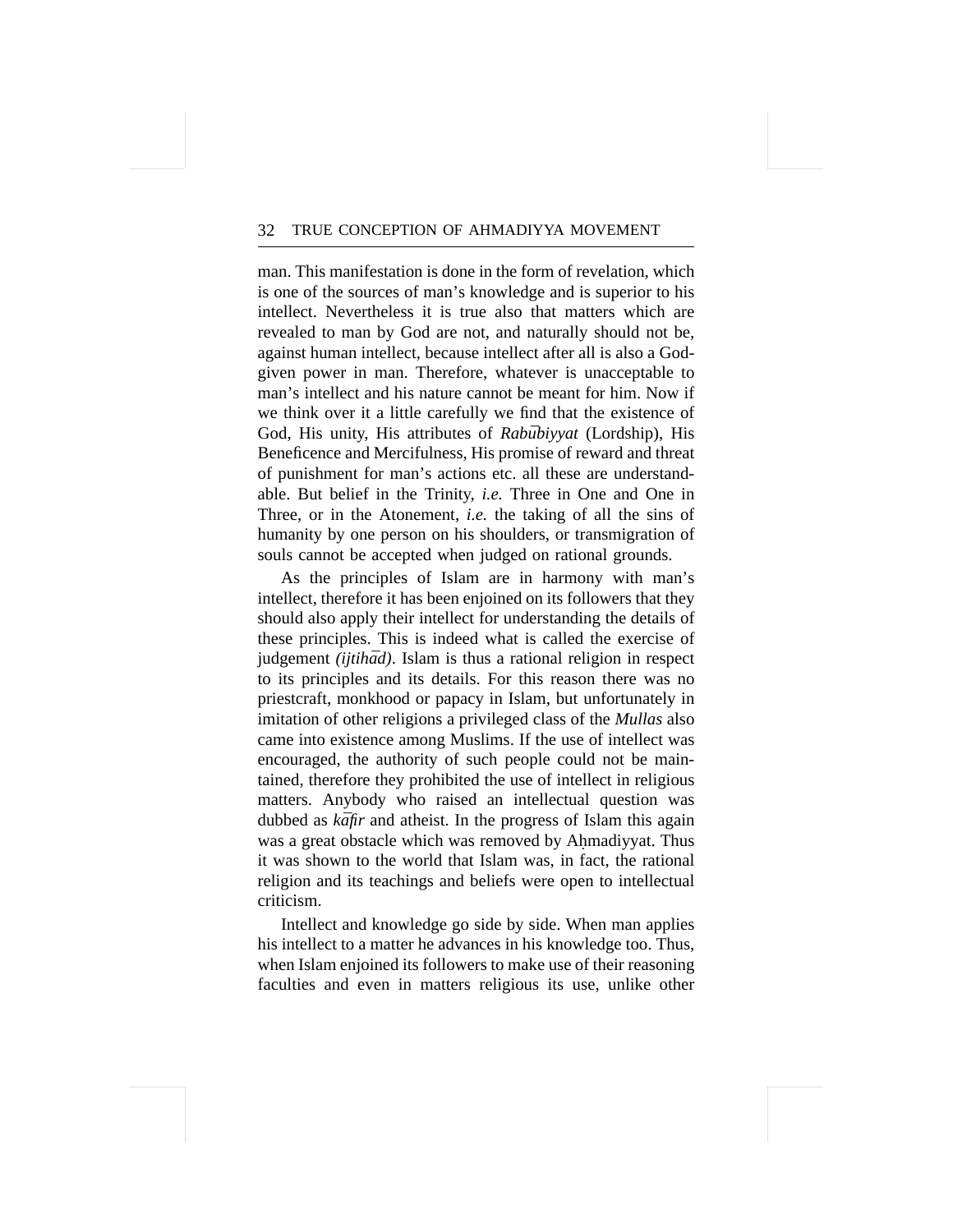man. This manifestation is done in the form of revelation, which is one of the sources of man's knowledge and is superior to his intellect. Nevertheless it is true also that matters which are revealed to man by God are not, and naturally should not be, against human intellect, because intellect after all is also a God-given power in man. Therefore, whatever is unacceptable to man's intellect and his nature cannot be meant for him. Now if we think over it a little carefully we find that the existence of God, His unity, His attributes of *Rabūbiyyat* (Lordship), His Beneficence and Mercifulness, His promise of reward and threat of punishment for man's actions etc. all these are understandable. But belief in the Trinity, *i.e.* Three in One and One in Three, or in the Atonement, *i.e.* the taking of all the sins of humanity by one person on his shoulders, or transmigration of souls cannot be accepted when judged on rational grounds.

As the principles of Islam are in harmony with man's intellect, therefore it has been enjoined on its followers that they should also apply their intellect for understanding the details of these principles. This is indeed what is called the exercise of judgement *(ijtihād)*. Islam is thus a rational religion in respect to its principles and its details. For this reason there was no priestcraft, monkhood or papacy in Islam, but unfortunately in imitation of other religions a privileged class of the *Mullas* also came into existence among Muslims. If the use of intellect was encouraged, the authority of such people could not be maintained, therefore they prohibited the use of intellect in religious matters. Anybody who raised an intellectual question was dubbed as *kāfir* and atheist. In the progress of Islam this again was a great obstacle which was removed by Aḥmadiyyat. Thus it was shown to the world that Islam was, in fact, the rational religion and its teachings and beliefs were open to intellectual criticism.

Intellect and knowledge go side by side. When man applies his intellect to a matter he advances in his knowledge too. Thus, when Islam enjoined its followers to make use of their reasoning faculties and even in matters religious its use, unlike other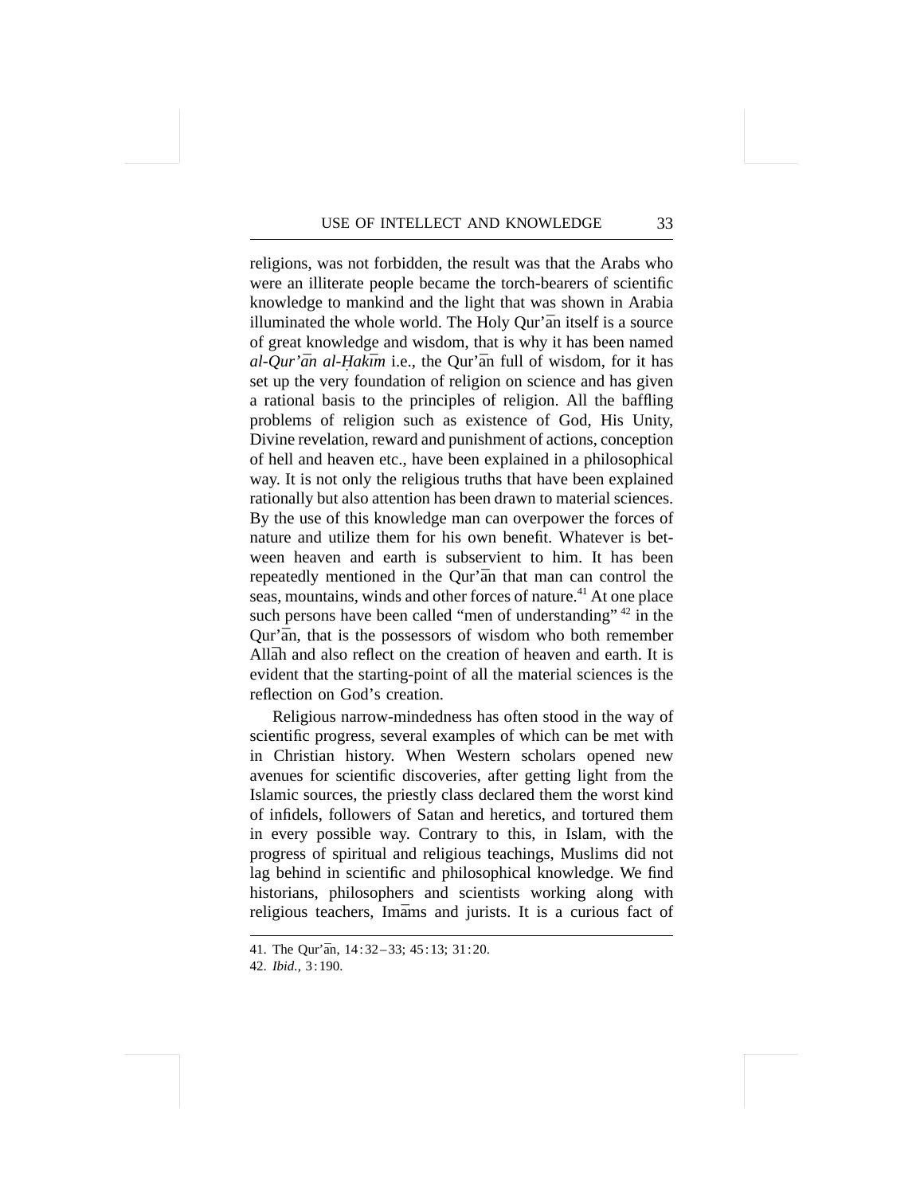religions, was not forbidden, the result was that the Arabs who were an illiterate people became the torch-bearers of scientific knowledge to mankind and the light that was shown in Arabia illuminated the whole world. The Holy Qur'ān itself is a source of great knowledge and wisdom, that is why it has been named *al-Qur'ān al-Ḥakīm* i.e., the Qur'ān full of wisdom, for it has set up the very foundation of religion on science and has given a rational basis to the principles of religion. All the baffling problems of religion such as existence of God, His Unity, Divine revelation, reward and punishment of actions, conception of hell and heaven etc., have been explained in a philosophical way. It is not only the religious truths that have been explained rationally but also attention has been drawn to material sciences. By the use of this knowledge man can overpower the forces of nature and utilize them for his own benefit. Whatever is between heaven and earth is subservient to him. It has been repeatedly mentioned in the Qur'ān that man can control the seas, mountains, winds and other forces of nature.[41] At one place such persons have been called "men of understanding" [42] in the Qur'ān, that is the possessors of wisdom who both remember Allāh and also reflect on the creation of heaven and earth. It is evident that the starting-point of all the material sciences is the reflection on God's creation.

Religious narrow-mindedness has often stood in the way of scientific progress, several examples of which can be met with in Christian history. When Western scholars opened new avenues for scientific discoveries, after getting light from the Islamic sources, the priestly class declared them the worst kind of infidels, followers of Satan and heretics, and tortured them in every possible way. Contrary to this, in Islam, with the progress of spiritual and religious teachings, Muslims did not lag behind in scientific and philosophical knowledge. We find historians, philosophers and scientists working along with religious teachers, Imāms and jurists. It is a curious fact of

---

41. The Qur'ān, 14:32–33; 45:13; 31:20.
42. *Ibid.*, 3:190.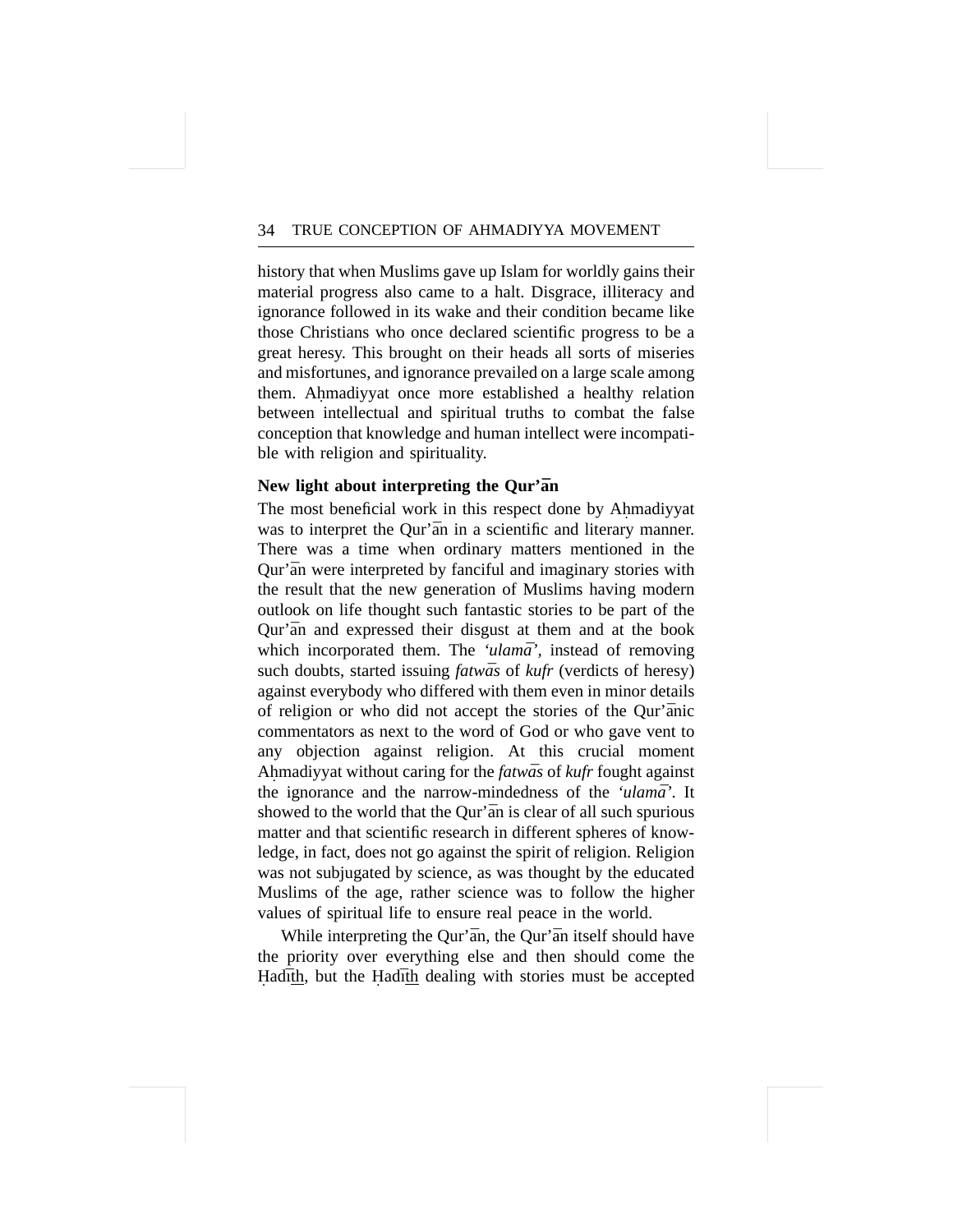history that when Muslims gave up Islam for worldly gains their material progress also came to a halt. Disgrace, illiteracy and ignorance followed in its wake and their condition became like those Christians who once declared scientific progress to be a great heresy. This brought on their heads all sorts of miseries and misfortunes, and ignorance prevailed on a large scale among them. Aḥmadiyyat once more established a healthy relation between intellectual and spiritual truths to combat the false conception that knowledge and human intellect were incompatible with religion and spirituality.

### New light about interpreting the Qur'ān

The most beneficial work in this respect done by Aḥmadiyyat was to interpret the Qur'ān in a scientific and literary manner. There was a time when ordinary matters mentioned in the Qur'ān were interpreted by fanciful and imaginary stories with the result that the new generation of Muslims having modern outlook on life thought such fantastic stories to be part of the Qur'ān and expressed their disgust at them and at the book which incorporated them. The *'ulamā'*, instead of removing such doubts, started issuing *fatwās* of *kufr* (verdicts of heresy) against everybody who differed with them even in minor details of religion or who did not accept the stories of the Qur'ānic commentators as next to the word of God or who gave vent to any objection against religion. At this crucial moment Aḥmadiyyat without caring for the *fatwās* of *kufr* fought against the ignorance and the narrow-mindedness of the *'ulamā'*. It showed to the world that the Qur'ān is clear of all such spurious matter and that scientific research in different spheres of knowledge, in fact, does not go against the spirit of religion. Religion was not subjugated by science, as was thought by the educated Muslims of the age, rather science was to follow the higher values of spiritual life to ensure real peace in the world.

While interpreting the Qur'ān, the Qur'ān itself should have the priority over everything else and then should come the Ḥadīth, but the Ḥadīth dealing with stories must be accepted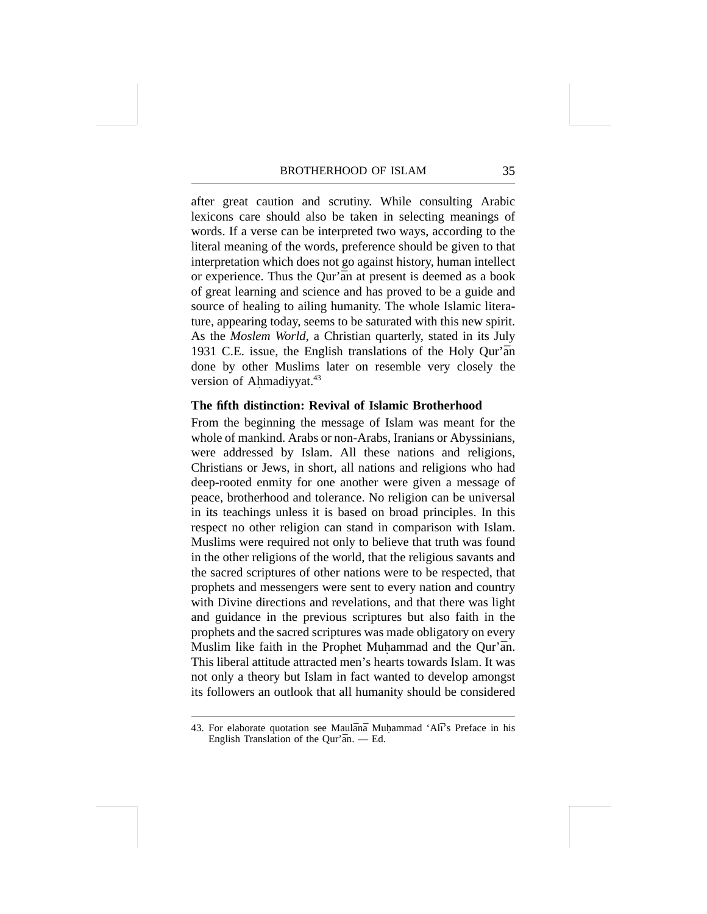after great caution and scrutiny. While consulting Arabic lexicons care should also be taken in selecting meanings of words. If a verse can be interpreted two ways, according to the literal meaning of the words, preference should be given to that interpretation which does not go against history, human intellect or experience. Thus the Qur'ān at present is deemed as a book of great learning and science and has proved to be a guide and source of healing to ailing humanity. The whole Islamic literature, appearing today, seems to be saturated with this new spirit. As the *Moslem World*, a Christian quarterly, stated in its July 1931 C.E. issue, the English translations of the Holy Qur'ān done by other Muslims later on resemble very closely the version of Aḥmadiyyat.[43]

**The fifth distinction: Revival of Islamic Brotherhood**

From the beginning the message of Islam was meant for the whole of mankind. Arabs or non-Arabs, Iranians or Abyssinians, were addressed by Islam. All these nations and religions, Christians or Jews, in short, all nations and religions who had deep-rooted enmity for one another were given a message of peace, brotherhood and tolerance. No religion can be universal in its teachings unless it is based on broad principles. In this respect no other religion can stand in comparison with Islam. Muslims were required not only to believe that truth was found in the other religions of the world, that the religious savants and the sacred scriptures of other nations were to be respected, that prophets and messengers were sent to every nation and country with Divine directions and revelations, and that there was light and guidance in the previous scriptures but also faith in the prophets and the sacred scriptures was made obligatory on every Muslim like faith in the Prophet Muḥammad and the Qur'ān. This liberal attitude attracted men's hearts towards Islam. It was not only a theory but Islam in fact wanted to develop amongst its followers an outlook that all humanity should be considered

---

43. For elaborate quotation see Maulānā Muḥammad 'Alī's Preface in his English Translation of the Qur'ān. — Ed.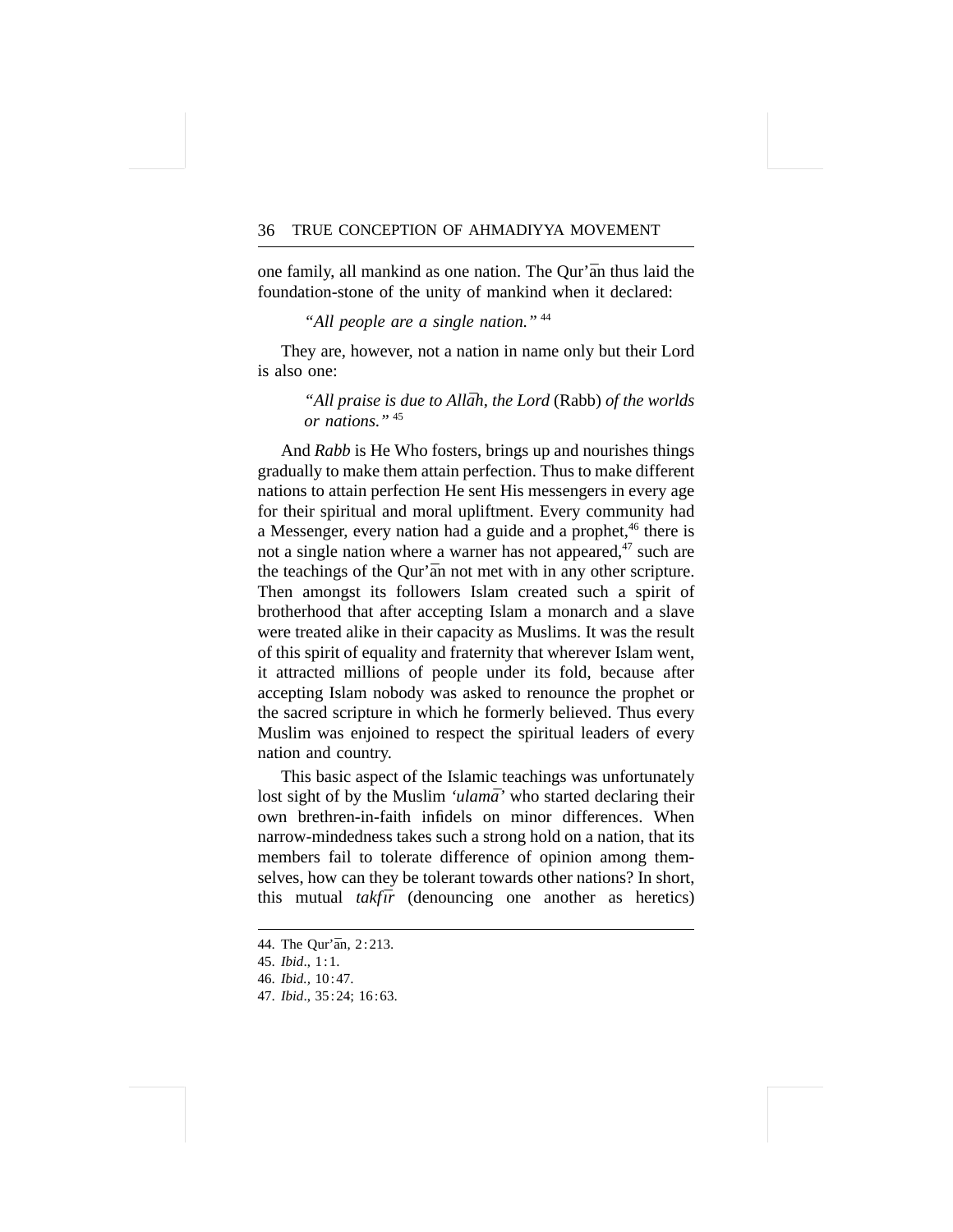one family, all mankind as one nation. The Qur'ān thus laid the foundation-stone of the unity of mankind when it declared:

> *"All people are a single nation."* [44]

They are, however, not a nation in name only but their Lord is also one:

> *"All praise is due to Allāh, the Lord* (Rabb) *of the worlds or nations."* [45]

And *Rabb* is He Who fosters, brings up and nourishes things gradually to make them attain perfection. Thus to make different nations to attain perfection He sent His messengers in every age for their spiritual and moral upliftment. Every community had a Messenger, every nation had a guide and a prophet,[46] there is not a single nation where a warner has not appeared,[47] such are the teachings of the Qur'ān not met with in any other scripture. Then amongst its followers Islam created such a spirit of brotherhood that after accepting Islam a monarch and a slave were treated alike in their capacity as Muslims. It was the result of this spirit of equality and fraternity that wherever Islam went, it attracted millions of people under its fold, because after accepting Islam nobody was asked to renounce the prophet or the sacred scripture in which he formerly believed. Thus every Muslim was enjoined to respect the spiritual leaders of every nation and country.

This basic aspect of the Islamic teachings was unfortunately lost sight of by the Muslim *'ulamā'* who started declaring their own brethren-in-faith infidels on minor differences. When narrow-mindedness takes such a strong hold on a nation, that its members fail to tolerate difference of opinion among themselves, how can they be tolerant towards other nations? In short, this mutual *takfīr* (denouncing one another as heretics)

---

44. The Qur'ān, 2 : 213.
45. *Ibid*., 1 : 1.
46. *Ibid.,* 10 : 47.
47. *Ibid*., 35 : 24; 16 : 63.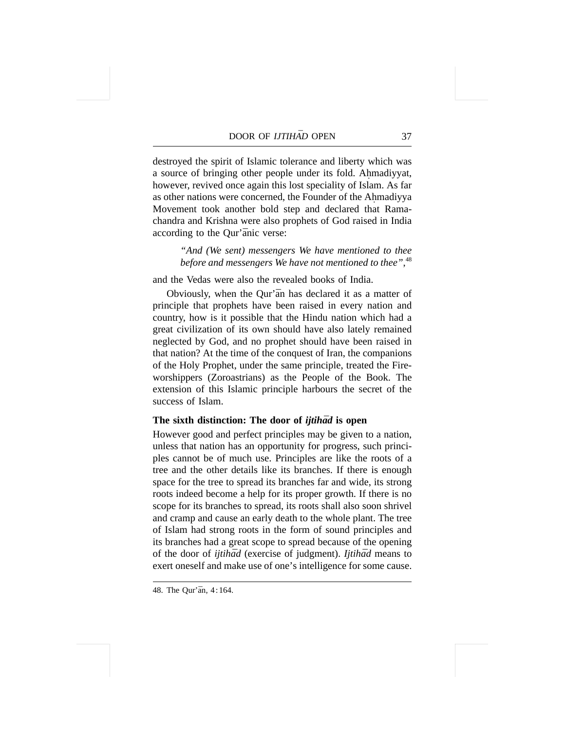destroyed the spirit of Islamic tolerance and liberty which was a source of bringing other people under its fold. Aḥmadiyyat, however, revived once again this lost speciality of Islam. As far as other nations were concerned, the Founder of the Aḥmadiyya Movement took another bold step and declared that Ramachandra and Krishna were also prophets of God raised in India according to the Qur'ānic verse:

> *"And (We sent) messengers We have mentioned to thee before and messengers We have not mentioned to thee"*,[48]

and the Vedas were also the revealed books of India.

Obviously, when the Qur'ān has declared it as a matter of principle that prophets have been raised in every nation and country, how is it possible that the Hindu nation which had a great civilization of its own should have also lately remained neglected by God, and no prophet should have been raised in that nation? At the time of the conquest of Iran, the companions of the Holy Prophet, under the same principle, treated the Fire-worshippers (Zoroastrians) as the People of the Book. The extension of this Islamic principle harbours the secret of the success of Islam.

### The sixth distinction: The door of *ijtihād* is open

However good and perfect principles may be given to a nation, unless that nation has an opportunity for progress, such principles cannot be of much use. Principles are like the roots of a tree and the other details like its branches. If there is enough space for the tree to spread its branches far and wide, its strong roots indeed become a help for its proper growth. If there is no scope for its branches to spread, its roots shall also soon shrivel and cramp and cause an early death to the whole plant. The tree of Islam had strong roots in the form of sound principles and its branches had a great scope to spread because of the opening of the door of *ijtihād* (exercise of judgment). *Ijtihād* means to exert oneself and make use of one's intelligence for some cause.

---

48. The Qur'ān, 4:164.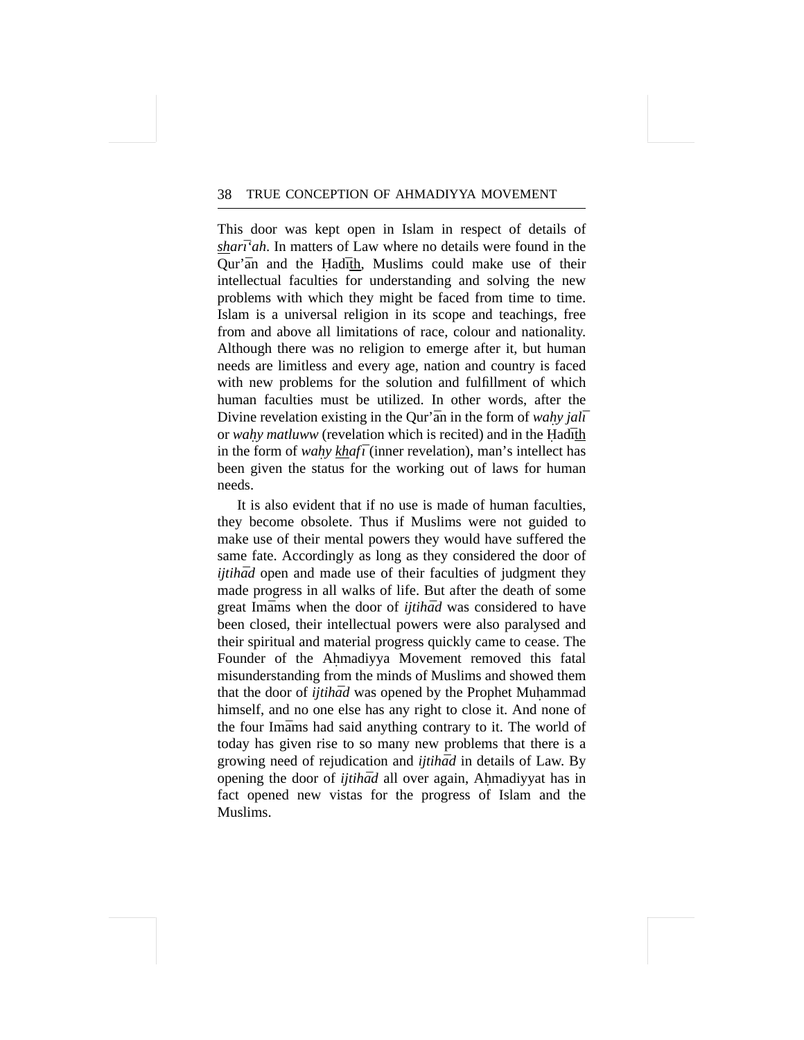This door was kept open in Islam in respect of details of *sharī'ah*. In matters of Law where no details were found in the Qur'ān and the Ḥadīth, Muslims could make use of their intellectual faculties for understanding and solving the new problems with which they might be faced from time to time. Islam is a universal religion in its scope and teachings, free from and above all limitations of race, colour and nationality. Although there was no religion to emerge after it, but human needs are limitless and every age, nation and country is faced with new problems for the solution and fulfillment of which human faculties must be utilized. In other words, after the Divine revelation existing in the Qur'ān in the form of *waḥy jalī* or *waḥy matluww* (revelation which is recited) and in the Ḥadīth in the form of *waḥy khafī* (inner revelation), man's intellect has been given the status for the working out of laws for human needs.

It is also evident that if no use is made of human faculties, they become obsolete. Thus if Muslims were not guided to make use of their mental powers they would have suffered the same fate. Accordingly as long as they considered the door of *ijtihād* open and made use of their faculties of judgment they made progress in all walks of life. But after the death of some great Imāms when the door of *ijtihād* was considered to have been closed, their intellectual powers were also paralysed and their spiritual and material progress quickly came to cease. The Founder of the Aḥmadiyya Movement removed this fatal misunderstanding from the minds of Muslims and showed them that the door of *ijtihād* was opened by the Prophet Muḥammad himself, and no one else has any right to close it. And none of the four Imāms had said anything contrary to it. The world of today has given rise to so many new problems that there is a growing need of rejudication and *ijtihād* in details of Law. By opening the door of *ijtihād* all over again, Aḥmadiyyat has in fact opened new vistas for the progress of Islam and the Muslims.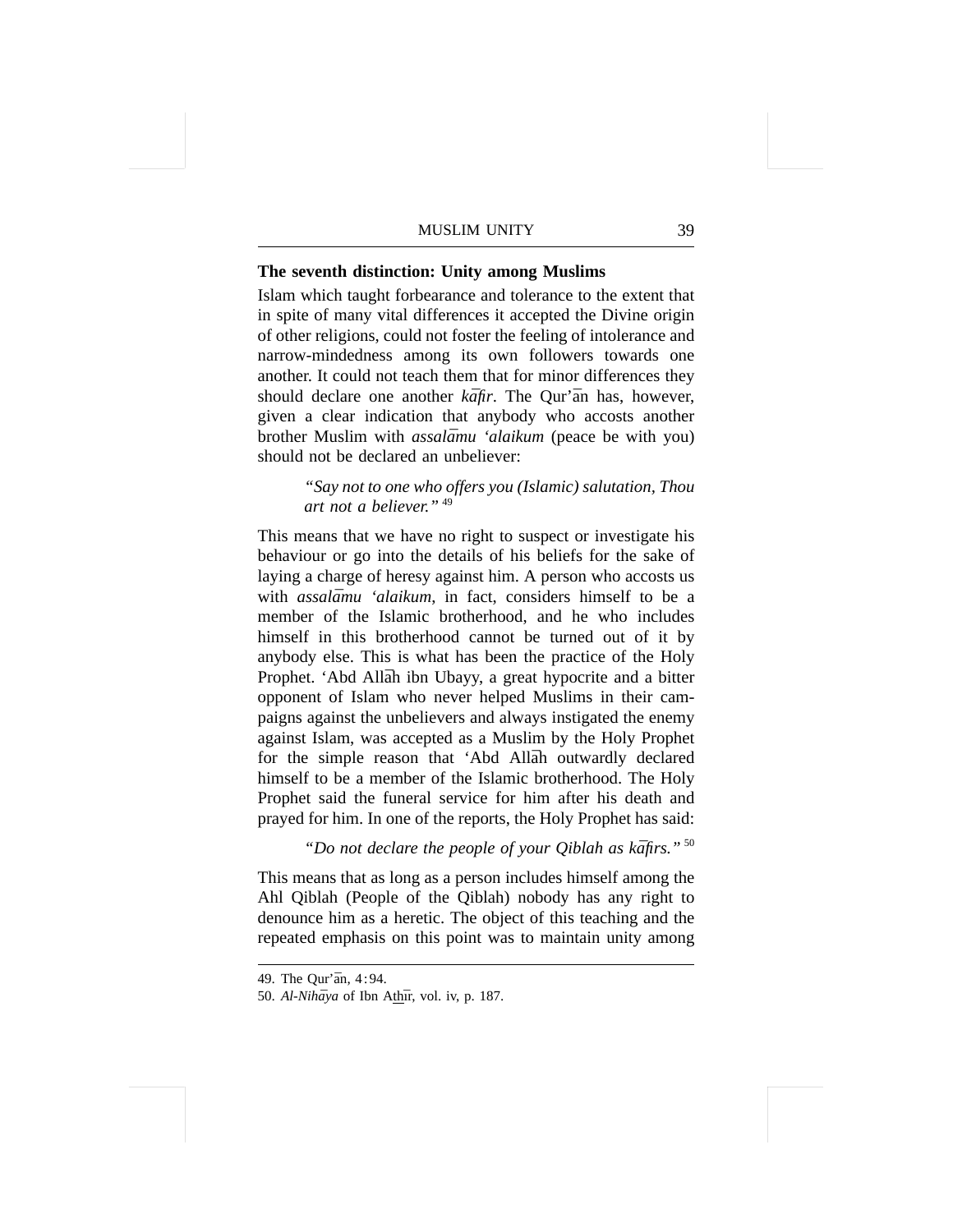**The seventh distinction: Unity among Muslims**

Islam which taught forbearance and tolerance to the extent that in spite of many vital differences it accepted the Divine origin of other religions, could not foster the feeling of intolerance and narrow-mindedness among its own followers towards one another. It could not teach them that for minor differences they should declare one another *kāfir*. The Qur'ān has, however, given a clear indication that anybody who accosts another brother Muslim with *assalāmu 'alaikum* (peace be with you) should not be declared an unbeliever:

> *"Say not to one who offers you (Islamic) salutation, Thou art not a believer."* [49]

This means that we have no right to suspect or investigate his behaviour or go into the details of his beliefs for the sake of laying a charge of heresy against him. A person who accosts us with *assalāmu 'alaikum*, in fact, considers himself to be a member of the Islamic brotherhood, and he who includes himself in this brotherhood cannot be turned out of it by anybody else. This is what has been the practice of the Holy Prophet. 'Abd Allāh ibn Ubayy, a great hypocrite and a bitter opponent of Islam who never helped Muslims in their campaigns against the unbelievers and always instigated the enemy against Islam, was accepted as a Muslim by the Holy Prophet for the simple reason that 'Abd Allāh outwardly declared himself to be a member of the Islamic brotherhood. The Holy Prophet said the funeral service for him after his death and prayed for him. In one of the reports, the Holy Prophet has said:

> *"Do not declare the people of your Qiblah as kāfirs."* [50]

This means that as long as a person includes himself among the Ahl Qiblah (People of the Qiblah) nobody has any right to denounce him as a heretic. The object of this teaching and the repeated emphasis on this point was to maintain unity among

---

49. The Qur'ān, 4:94.
50. *Al-Nihāya* of Ibn Athīr, vol. iv, p. 187.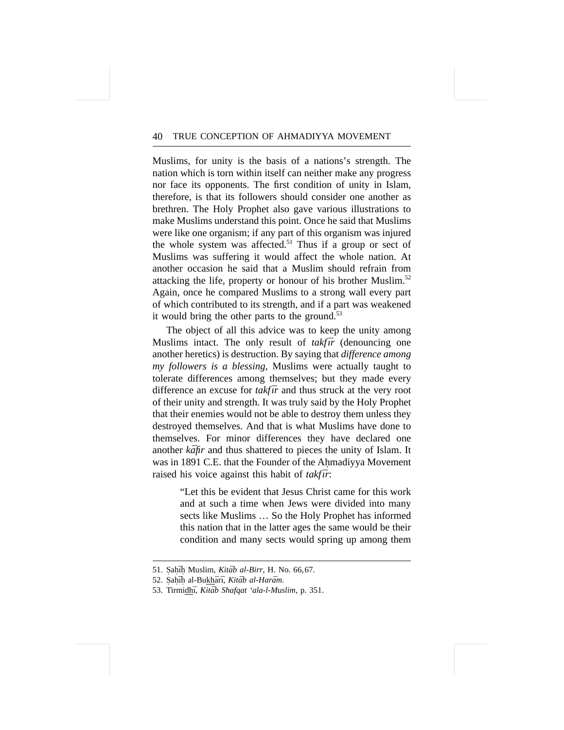Muslims, for unity is the basis of a nations's strength. The nation which is torn within itself can neither make any progress nor face its opponents. The first condition of unity in Islam, therefore, is that its followers should consider one another as brethren. The Holy Prophet also gave various illustrations to make Muslims understand this point. Once he said that Muslims were like one organism; if any part of this organism was injured the whole system was affected.[51] Thus if a group or sect of Muslims was suffering it would affect the whole nation. At another occasion he said that a Muslim should refrain from attacking the life, property or honour of his brother Muslim.[52] Again, once he compared Muslims to a strong wall every part of which contributed to its strength, and if a part was weakened it would bring the other parts to the ground.[53]

The object of all this advice was to keep the unity among Muslims intact. The only result of *takfīr* (denouncing one another heretics) is destruction. By saying that *difference among my followers is a blessing*, Muslims were actually taught to tolerate differences among themselves; but they made every difference an excuse for *takfīr* and thus struck at the very root of their unity and strength. It was truly said by the Holy Prophet that their enemies would not be able to destroy them unless they destroyed themselves. And that is what Muslims have done to themselves. For minor differences they have declared one another *kāfir* and thus shattered to pieces the unity of Islam. It was in 1891 C.E. that the Founder of the Aḥmadiyya Movement raised his voice against this habit of *takfīr*:

> "Let this be evident that Jesus Christ came for this work and at such a time when Jews were divided into many sects like Muslims … So the Holy Prophet has informed this nation that in the latter ages the same would be their condition and many sects would spring up among them

---

51. Ṣaḥīḥ Muslim, *Kitāb al-Birr*, H. No. 66, 67.
52. Ṣaḥīḥ al-Bukhārī, *Kitāb al-Harām*.
53. Tirmidhī, *Kitāb Shafqat 'ala-l-Muslim*, p. 351.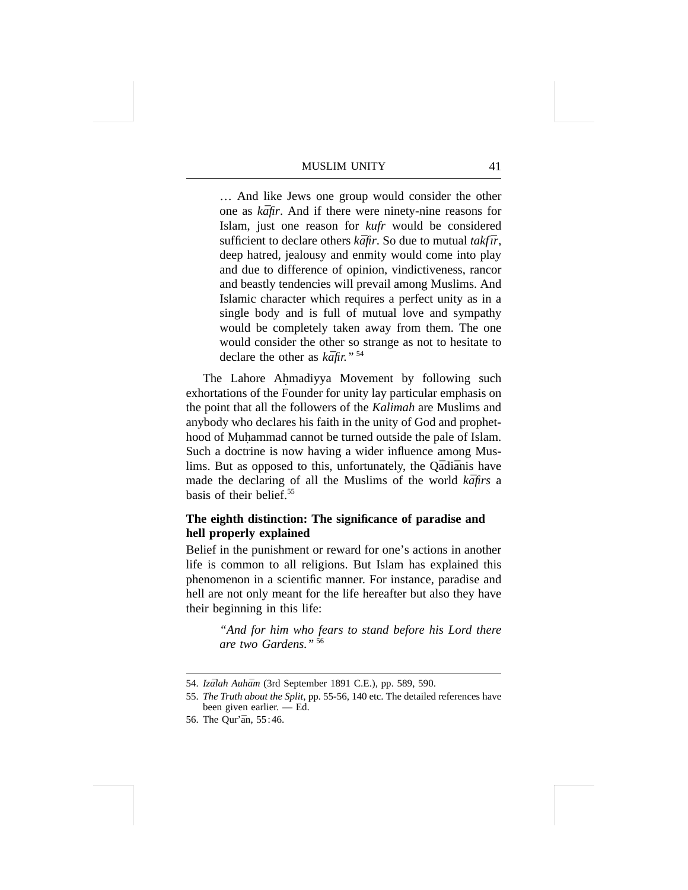> … And like Jews one group would consider the other one as *kāfir*. And if there were ninety-nine reasons for Islam, just one reason for *kufr* would be considered sufficient to declare others *kāfir*. So due to mutual *takfīr*, deep hatred, jealousy and enmity would come into play and due to difference of opinion, vindictiveness, rancor and beastly tendencies will prevail among Muslims. And Islamic character which requires a perfect unity as in a single body and is full of mutual love and sympathy would be completely taken away from them. The one would consider the other so strange as not to hesitate to declare the other as *kāfir*." [54]

The Lahore Aḥmadiyya Movement by following such exhortations of the Founder for unity lay particular emphasis on the point that all the followers of the *Kalimah* are Muslims and anybody who declares his faith in the unity of God and prophethood of Muḥammad cannot be turned outside the pale of Islam. Such a doctrine is now having a wider influence among Muslims. But as opposed to this, unfortunately, the Qādiānis have made the declaring of all the Muslims of the world *kāfirs* a basis of their belief.[55]

**The eighth distinction: The significance of paradise and hell properly explained**

Belief in the punishment or reward for one's actions in another life is common to all religions. But Islam has explained this phenomenon in a scientific manner. For instance, paradise and hell are not only meant for the life hereafter but also they have their beginning in this life:

> *"And for him who fears to stand before his Lord there are two Gardens."* [56]

---

54. *Izālah Auhām* (3rd September 1891 C.E.), pp. 589, 590.

55. *The Truth about the Split*, pp. 55-56, 140 etc. The detailed references have been given earlier. — Ed.

56. The Qur'ān, 55:46.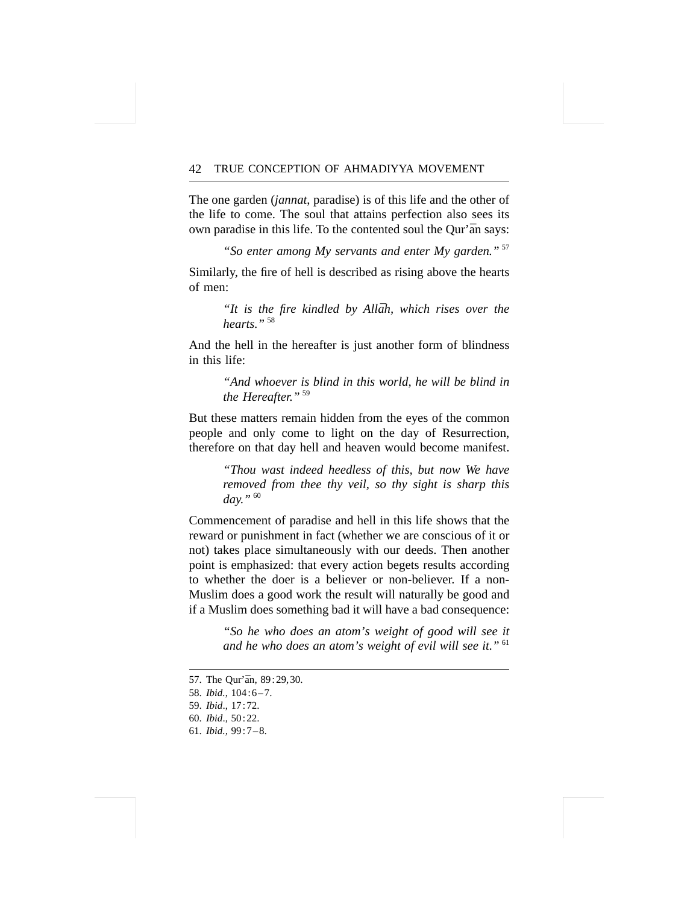The one garden (*jannat*, paradise) is of this life and the other of the life to come. The soul that attains perfection also sees its own paradise in this life. To the contented soul the Qur'ān says:

> *"So enter among My servants and enter My garden."* [57]

Similarly, the fire of hell is described as rising above the hearts of men:

> *"It is the fire kindled by Allāh, which rises over the hearts."* [58]

And the hell in the hereafter is just another form of blindness in this life:

> *"And whoever is blind in this world, he will be blind in the Hereafter."* [59]

But these matters remain hidden from the eyes of the common people and only come to light on the day of Resurrection, therefore on that day hell and heaven would become manifest.

> *"Thou wast indeed heedless of this, but now We have removed from thee thy veil, so thy sight is sharp this day."* [60]

Commencement of paradise and hell in this life shows that the reward or punishment in fact (whether we are conscious of it or not) takes place simultaneously with our deeds. Then another point is emphasized: that every action begets results according to whether the doer is a believer or non-believer. If a non-Muslim does a good work the result will naturally be good and if a Muslim does something bad it will have a bad consequence:

> *"So he who does an atom's weight of good will see it and he who does an atom's weight of evil will see it."* [61]

---

57. The Qur'ān, 89:29, 30.
58. *Ibid.*, 104:6–7.
59. *Ibid*., 17:72.
60. *Ibid*., 50:22.
61. *Ibid.*, 99:7–8.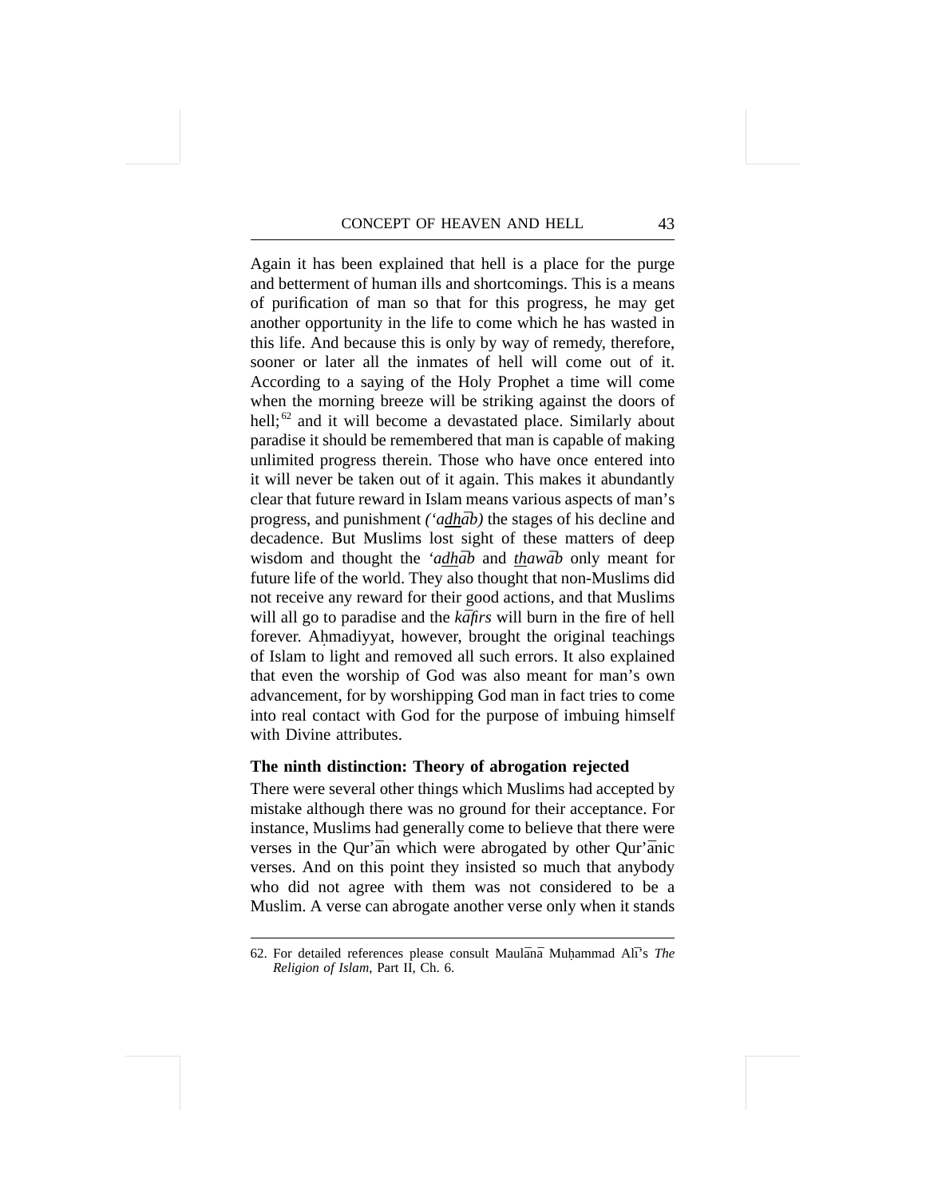Again it has been explained that hell is a place for the purge and betterment of human ills and shortcomings. This is a means of purification of man so that for this progress, he may get another opportunity in the life to come which he has wasted in this life. And because this is only by way of remedy, therefore, sooner or later all the inmates of hell will come out of it. According to a saying of the Holy Prophet a time will come when the morning breeze will be striking against the doors of hell;[62] and it will become a devastated place. Similarly about paradise it should be remembered that man is capable of making unlimited progress therein. Those who have once entered into it will never be taken out of it again. This makes it abundantly clear that future reward in Islam means various aspects of man's progress, and punishment *('adhāb)* the stages of his decline and decadence. But Muslims lost sight of these matters of deep wisdom and thought the *'adhāb* and *thawāb* only meant for future life of the world. They also thought that non-Muslims did not receive any reward for their good actions, and that Muslims will all go to paradise and the *kāfirs* will burn in the fire of hell forever. Aḥmadiyyat, however, brought the original teachings of Islam to light and removed all such errors. It also explained that even the worship of God was also meant for man's own advancement, for by worshipping God man in fact tries to come into real contact with God for the purpose of imbuing himself with Divine attributes.

### The ninth distinction: Theory of abrogation rejected

There were several other things which Muslims had accepted by mistake although there was no ground for their acceptance. For instance, Muslims had generally come to believe that there were verses in the Qur'ān which were abrogated by other Qur'ānic verses. And on this point they insisted so much that anybody who did not agree with them was not considered to be a Muslim. A verse can abrogate another verse only when it stands

---

62. For detailed references please consult Maulānā Muḥammad Alī's *The Religion of Islam*, Part II, Ch. 6.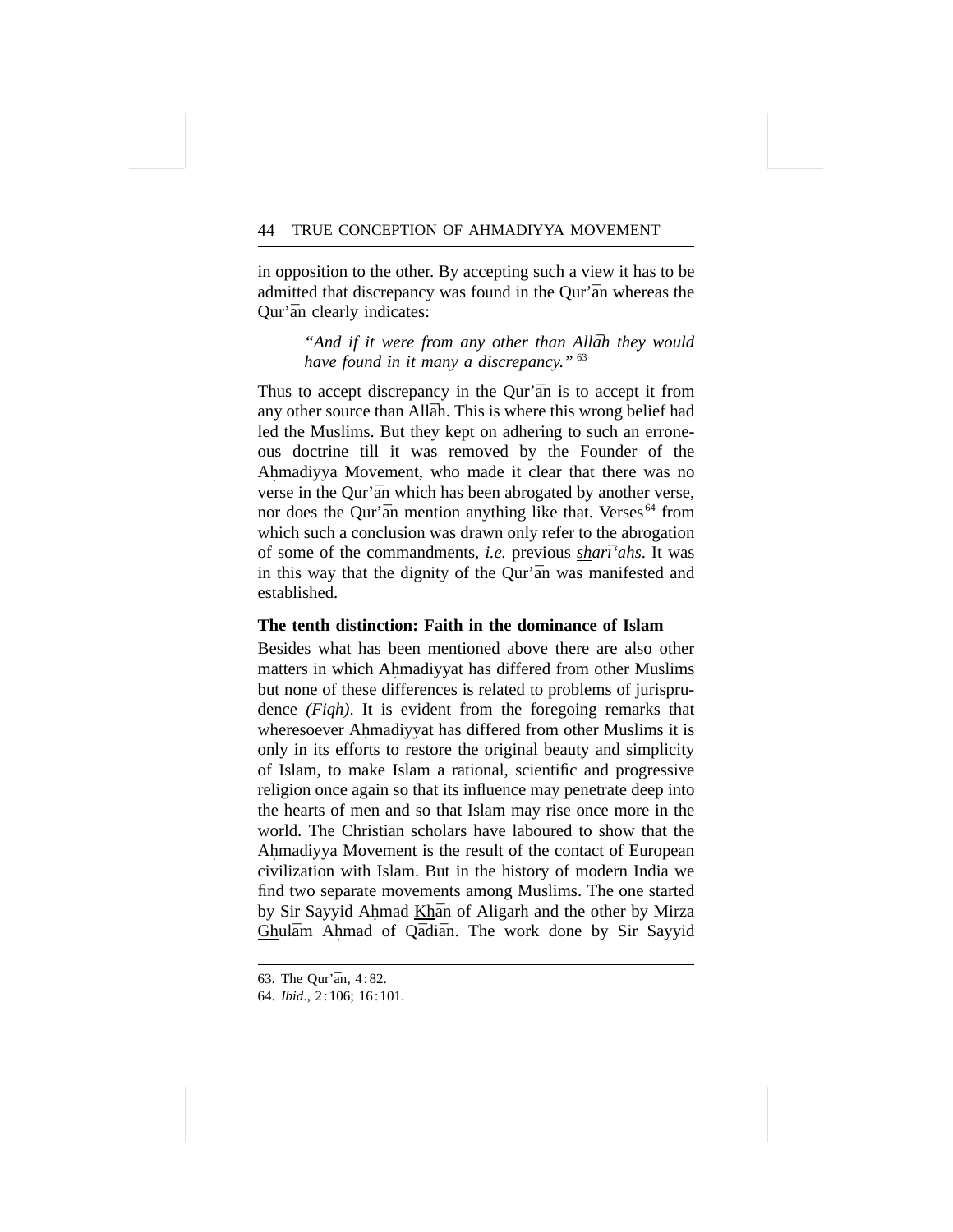in opposition to the other. By accepting such a view it has to be admitted that discrepancy was found in the Qur'ān whereas the Qur'ān clearly indicates:

> *"And if it were from any other than Allāh they would have found in it many a discrepancy."* [63]

Thus to accept discrepancy in the Qur'ān is to accept it from any other source than Allāh. This is where this wrong belief had led the Muslims. But they kept on adhering to such an erroneous doctrine till it was removed by the Founder of the Aḥmadiyya Movement, who made it clear that there was no verse in the Qur'ān which has been abrogated by another verse, nor does the Qur'ān mention anything like that. Verses[64] from which such a conclusion was drawn only refer to the abrogation of some of the commandments, *i.e.* previous *sharī'ahs*. It was in this way that the dignity of the Qur'ān was manifested and established.

**The tenth distinction: Faith in the dominance of Islam**

Besides what has been mentioned above there are also other matters in which Aḥmadiyyat has differed from other Muslims but none of these differences is related to problems of jurisprudence *(Fiqh)*. It is evident from the foregoing remarks that wheresoever Aḥmadiyyat has differed from other Muslims it is only in its efforts to restore the original beauty and simplicity of Islam, to make Islam a rational, scientific and progressive religion once again so that its influence may penetrate deep into the hearts of men and so that Islam may rise once more in the world. The Christian scholars have laboured to show that the Aḥmadiyya Movement is the result of the contact of European civilization with Islam. But in the history of modern India we find two separate movements among Muslims. The one started by Sir Sayyid Aḥmad Khān of Aligarh and the other by Mirza Ghulām Aḥmad of Qādiān. The work done by Sir Sayyid

---

63. The Qur'ān, 4:82.

64. *Ibid*., 2:106; 16:101.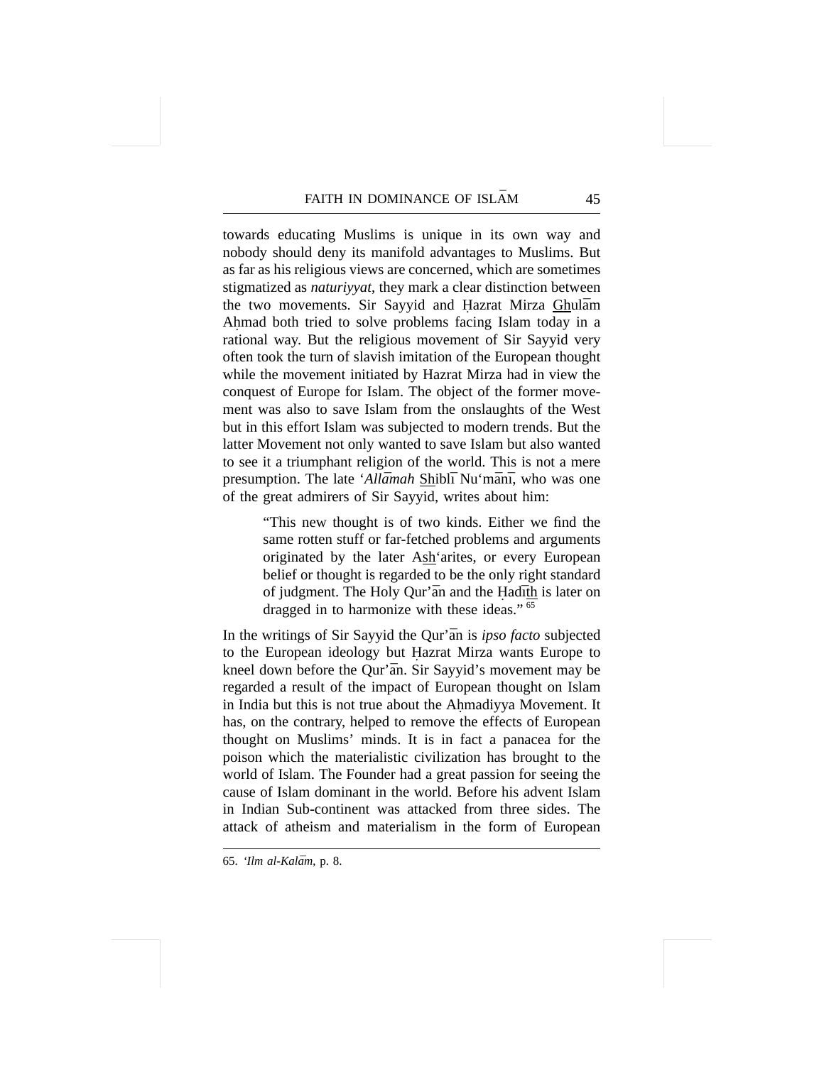towards educating Muslims is unique in its own way and nobody should deny its manifold advantages to Muslims. But as far as his religious views are concerned, which are sometimes stigmatized as *naturiyyat*, they mark a clear distinction between the two movements. Sir Sayyid and Ḥazrat Mirza Ghulām Aḥmad both tried to solve problems facing Islam today in a rational way. But the religious movement of Sir Sayyid very often took the turn of slavish imitation of the European thought while the movement initiated by Hazrat Mirza had in view the conquest of Europe for Islam. The object of the former movement was also to save Islam from the onslaughts of the West but in this effort Islam was subjected to modern trends. But the latter Movement not only wanted to save Islam but also wanted to see it a triumphant religion of the world. This is not a mere presumption. The late '*Allāmah* Shiblī Nu'mānī, who was one of the great admirers of Sir Sayyid, writes about him:

> "This new thought is of two kinds. Either we find the same rotten stuff or far-fetched problems and arguments originated by the later Ash'arites, or every European belief or thought is regarded to be the only right standard of judgment. The Holy Qur'ān and the Ḥadīth is later on dragged in to harmonize with these ideas." [65]

In the writings of Sir Sayyid the Qur'ān is *ipso facto* subjected to the European ideology but Ḥazrat Mirza wants Europe to kneel down before the Qur'ān. Sir Sayyid's movement may be regarded a result of the impact of European thought on Islam in India but this is not true about the Aḥmadiyya Movement. It has, on the contrary, helped to remove the effects of European thought on Muslims' minds. It is in fact a panacea for the poison which the materialistic civilization has brought to the world of Islam. The Founder had a great passion for seeing the cause of Islam dominant in the world. Before his advent Islam in Indian Sub-continent was attacked from three sides. The attack of atheism and materialism in the form of European

65. *'Ilm al-Kalām*, p. 8.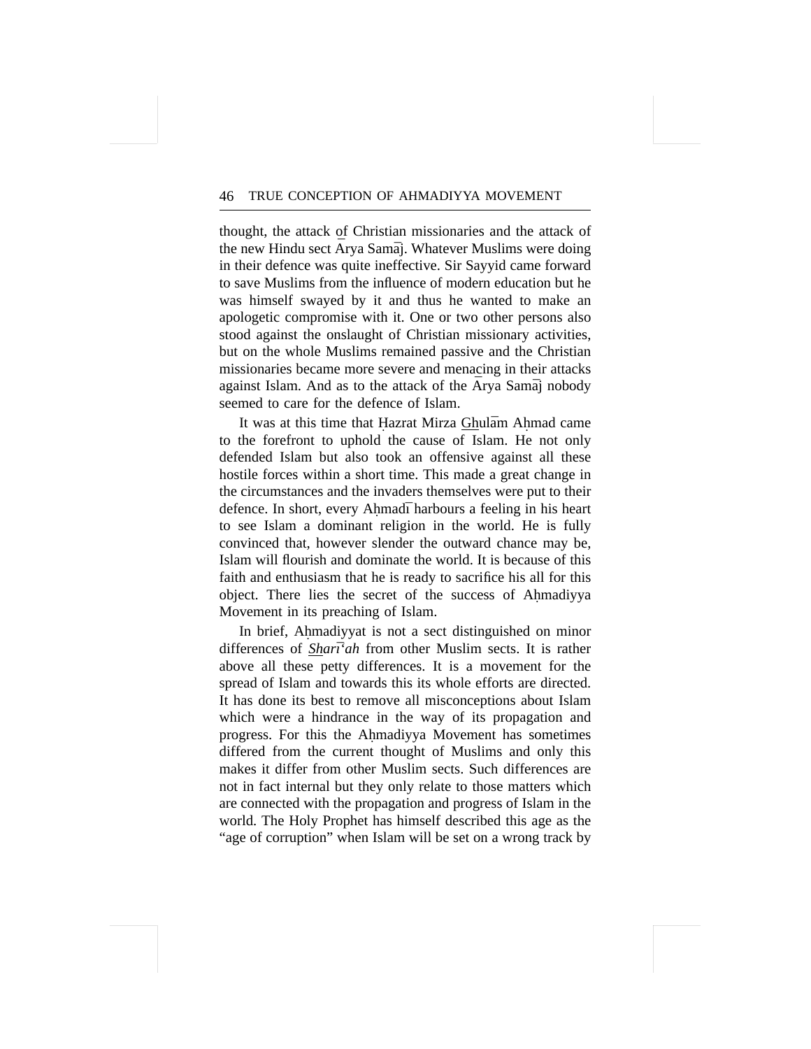thought, the attack of Christian missionaries and the attack of the new Hindu sect Ārya Samāj. Whatever Muslims were doing in their defence was quite ineffective. Sir Sayyid came forward to save Muslims from the influence of modern education but he was himself swayed by it and thus he wanted to make an apologetic compromise with it. One or two other persons also stood against the onslaught of Christian missionary activities, but on the whole Muslims remained passive and the Christian missionaries became more severe and menacing in their attacks against Islam. And as to the attack of the Ārya Samāj nobody seemed to care for the defence of Islam.

It was at this time that Ḥazrat Mirza Ghulām Aḥmad came to the forefront to uphold the cause of Islam. He not only defended Islam but also took an offensive against all these hostile forces within a short time. This made a great change in the circumstances and the invaders themselves were put to their defence. In short, every Aḥmadī harbours a feeling in his heart to see Islam a dominant religion in the world. He is fully convinced that, however slender the outward chance may be, Islam will flourish and dominate the world. It is because of this faith and enthusiasm that he is ready to sacrifice his all for this object. There lies the secret of the success of Aḥmadiyya Movement in its preaching of Islam.

In brief, Aḥmadiyyat is not a sect distinguished on minor differences of *Sharī'ah* from other Muslim sects. It is rather above all these petty differences. It is a movement for the spread of Islam and towards this its whole efforts are directed. It has done its best to remove all misconceptions about Islam which were a hindrance in the way of its propagation and progress. For this the Aḥmadiyya Movement has sometimes differed from the current thought of Muslims and only this makes it differ from other Muslim sects. Such differences are not in fact internal but they only relate to those matters which are connected with the propagation and progress of Islam in the world. The Holy Prophet has himself described this age as the "age of corruption" when Islam will be set on a wrong track by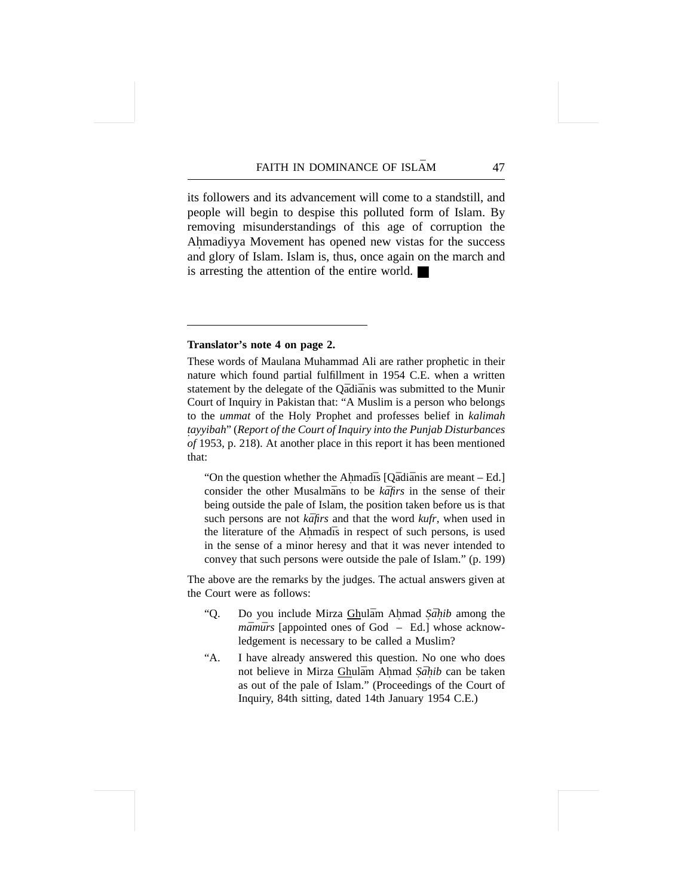its followers and its advancement will come to a standstill, and people will begin to despise this polluted form of Islam. By removing misunderstandings of this age of corruption the Aḥmadiyya Movement has opened new vistas for the success and glory of Islam. Islam is, thus, once again on the march and is arresting the attention of the entire world. ■

---

**Translator's note 4 on page 2.**

These words of Maulana Muhammad Ali are rather prophetic in their nature which found partial fulfillment in 1954 C.E. when a written statement by the delegate of the Qādiānis was submitted to the Munir Court of Inquiry in Pakistan that: "A Muslim is a person who belongs to the *ummat* of the Holy Prophet and professes belief in *kalimah ṭayyibah*" (*Report of the Court of Inquiry into the Punjab Disturbances of* 1953, p. 218). At another place in this report it has been mentioned that:

> "On the question whether the Aḥmadīs [Qādiānis are meant – Ed.] consider the other Musalmāns to be *kāfirs* in the sense of their being outside the pale of Islam, the position taken before us is that such persons are not *kāfirs* and that the word *kufr*, when used in the literature of the Aḥmadīs in respect of such persons, is used in the sense of a minor heresy and that it was never intended to convey that such persons were outside the pale of Islam." (p. 199)

The above are the remarks by the judges. The actual answers given at the Court were as follows:

> "Q. Do you include Mirza Ghulām Aḥmad *Ṣāḥib* among the *māmūrs* [appointed ones of God – Ed.] whose acknowledgement is necessary to be called a Muslim?
>
> "A. I have already answered this question. No one who does not believe in Mirza Ghulām Aḥmad *Ṣāḥib* can be taken as out of the pale of Islam." (Proceedings of the Court of Inquiry, 84th sitting, dated 14th January 1954 C.E.)